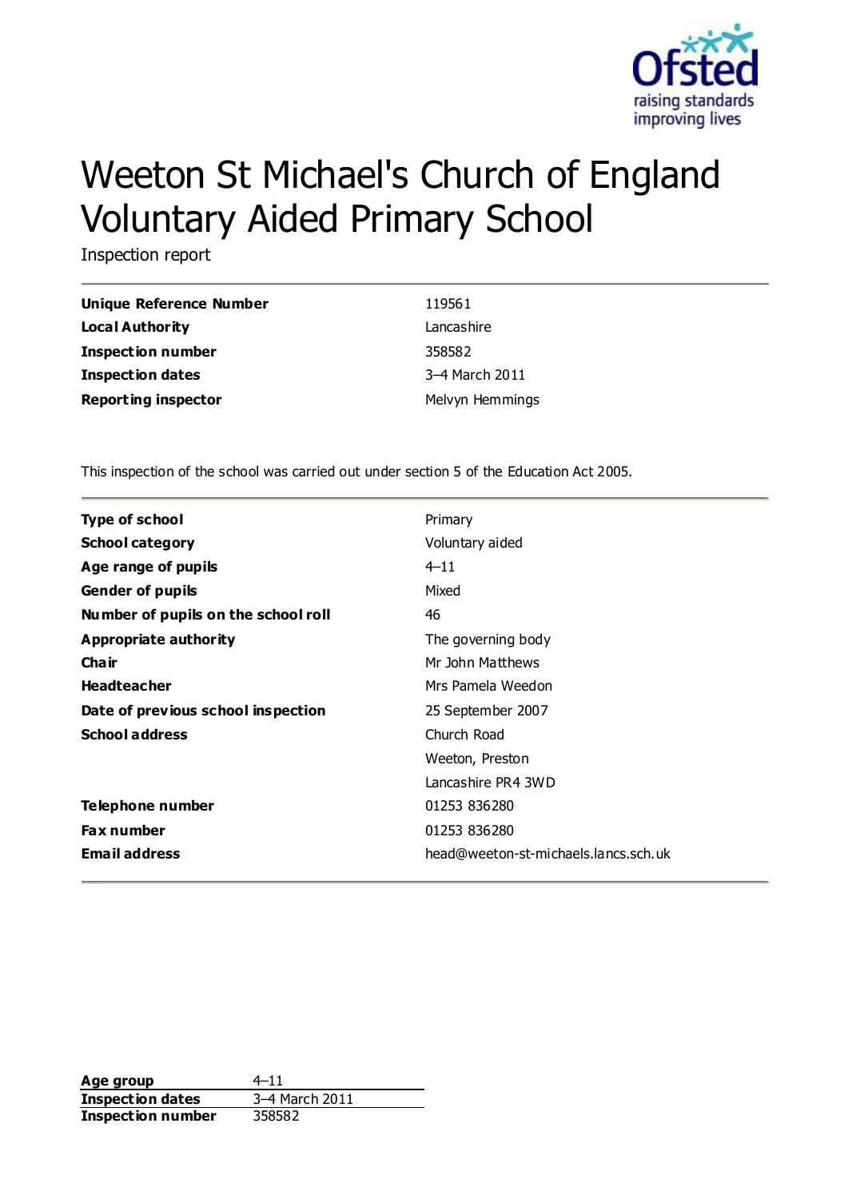# Weeton St Michael's Church of England Voluntary Aided Primary School

Inspection report

| | |
|---|---|
| **Unique Reference Number** | 119561 |
| **Local Authority** | Lancashire |
| **Inspection number** | 358582 |
| **Inspection dates** | 3–4 March 2011 |
| **Reporting inspector** | Melvyn Hemmings |

This inspection of the school was carried out under section 5 of the Education Act 2005.

| | |
|---|---|
| **Type of school** | Primary |
| **School category** | Voluntary aided |
| **Age range of pupils** | 4–11 |
| **Gender of pupils** | Mixed |
| **Number of pupils on the school roll** | 46 |
| **Appropriate authority** | The governing body |
| **Chair** | Mr John Matthews |
| **Headteacher** | Mrs Pamela Weedon |
| **Date of previous school inspection** | 25 September 2007 |
| **School address** | Church Road<br>Weeton, Preston<br>Lancashire PR4 3WD |
| **Telephone number** | 01253 836280 |
| **Fax number** | 01253 836280 |
| **Email address** | head@weeton-st-michaels.lancs.sch.uk |

| | |
|---|---|
| **Age group** | 4–11 |
| **Inspection dates** | 3–4 March 2011 |
| **Inspection number** | 358582 |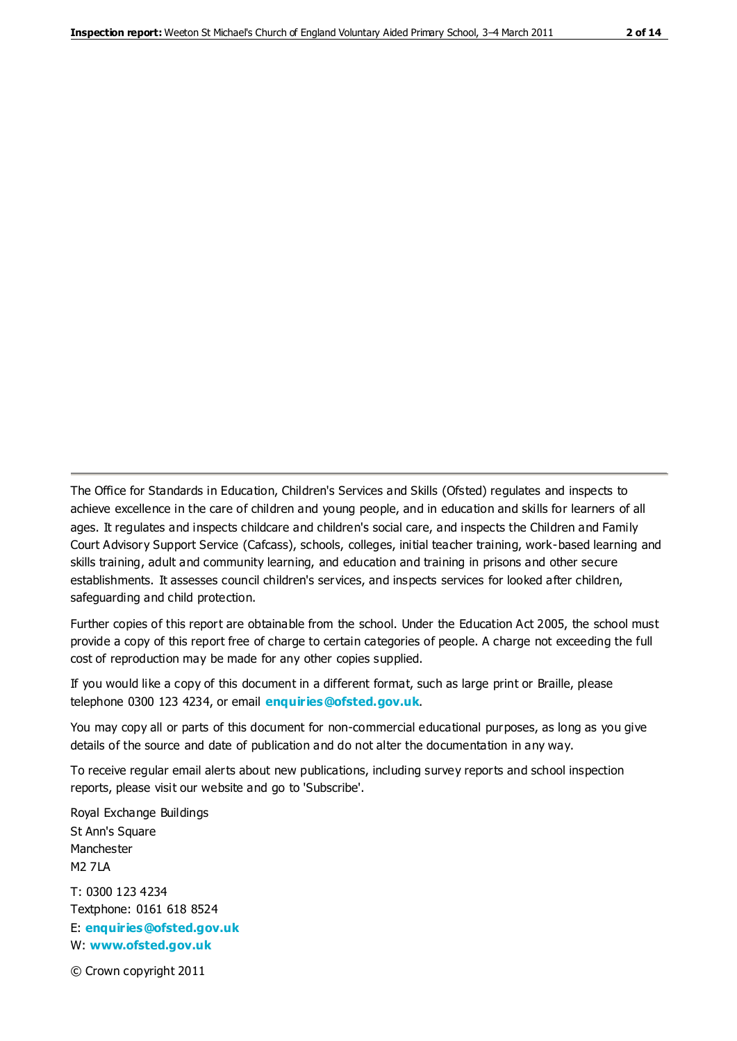The Office for Standards in Education, Children's Services and Skills (Ofsted) regulates and inspects to achieve excellence in the care of children and young people, and in education and skills for learners of all ages. It regulates and inspects childcare and children's social care, and inspects the Children and Family Court Advisory Support Service (Cafcass), schools, colleges, initial teacher training, work-based learning and skills training, adult and community learning, and education and training in prisons and other secure establishments. It assesses council children's services, and inspects services for looked after children, safeguarding and child protection.

Further copies of this report are obtainable from the school. Under the Education Act 2005, the school must provide a copy of this report free of charge to certain categories of people. A charge not exceeding the full cost of reproduction may be made for any other copies supplied.

If you would like a copy of this document in a different format, such as large print or Braille, please telephone 0300 123 4234, or email **enquiries@ofsted.gov.uk**.

You may copy all or parts of this document for non-commercial educational purposes, as long as you give details of the source and date of publication and do not alter the documentation in any way.

To receive regular email alerts about new publications, including survey reports and school inspection reports, please visit our website and go to 'Subscribe'.

Royal Exchange Buildings
St Ann's Square
Manchester
M2 7LA

T: 0300 123 4234
Textphone: 0161 618 8524
E: **enquiries@ofsted.gov.uk**
W: **www.ofsted.gov.uk**

© Crown copyright 2011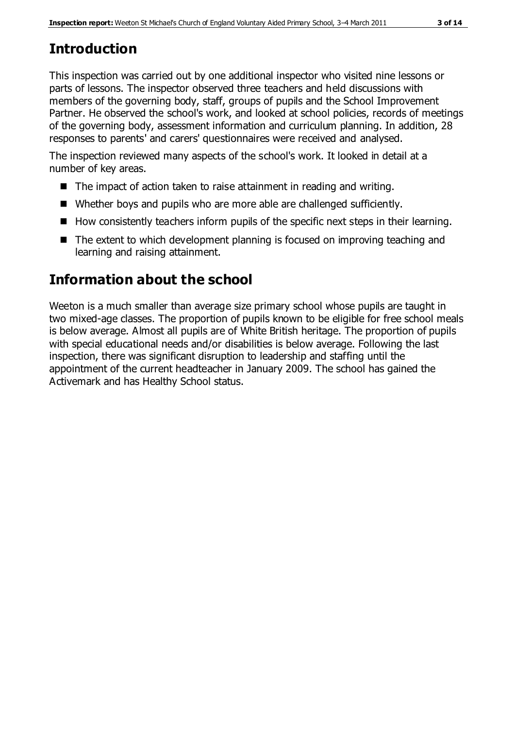# Introduction

This inspection was carried out by one additional inspector who visited nine lessons or parts of lessons. The inspector observed three teachers and held discussions with members of the governing body, staff, groups of pupils and the School Improvement Partner. He observed the school's work, and looked at school policies, records of meetings of the governing body, assessment information and curriculum planning. In addition, 28 responses to parents' and carers' questionnaires were received and analysed.

The inspection reviewed many aspects of the school's work. It looked in detail at a number of key areas.

- The impact of action taken to raise attainment in reading and writing.
- Whether boys and pupils who are more able are challenged sufficiently.
- How consistently teachers inform pupils of the specific next steps in their learning.
- The extent to which development planning is focused on improving teaching and learning and raising attainment.

# Information about the school

Weeton is a much smaller than average size primary school whose pupils are taught in two mixed-age classes. The proportion of pupils known to be eligible for free school meals is below average. Almost all pupils are of White British heritage. The proportion of pupils with special educational needs and/or disabilities is below average. Following the last inspection, there was significant disruption to leadership and staffing until the appointment of the current headteacher in January 2009. The school has gained the Activemark and has Healthy School status.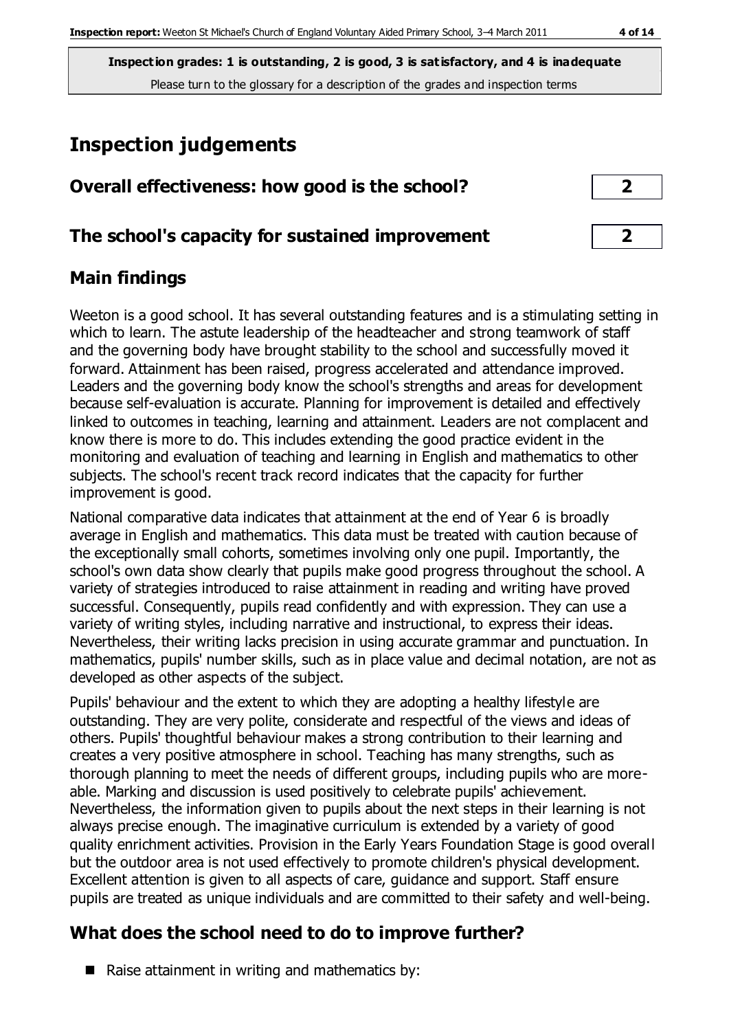**Inspection grades: 1 is outstanding, 2 is good, 3 is satisfactory, and 4 is inadequate**
Please turn to the glossary for a description of the grades and inspection terms

# Inspection judgements

| | |
|---|---|
| **Overall effectiveness: how good is the school?** | **2** |
| **The school's capacity for sustained improvement** | **2** |

## Main findings

Weeton is a good school. It has several outstanding features and is a stimulating setting in which to learn. The astute leadership of the headteacher and strong teamwork of staff and the governing body have brought stability to the school and successfully moved it forward. Attainment has been raised, progress accelerated and attendance improved. Leaders and the governing body know the school's strengths and areas for development because self-evaluation is accurate. Planning for improvement is detailed and effectively linked to outcomes in teaching, learning and attainment. Leaders are not complacent and know there is more to do. This includes extending the good practice evident in the monitoring and evaluation of teaching and learning in English and mathematics to other subjects. The school's recent track record indicates that the capacity for further improvement is good.

National comparative data indicates that attainment at the end of Year 6 is broadly average in English and mathematics. This data must be treated with caution because of the exceptionally small cohorts, sometimes involving only one pupil. Importantly, the school's own data show clearly that pupils make good progress throughout the school. A variety of strategies introduced to raise attainment in reading and writing have proved successful. Consequently, pupils read confidently and with expression. They can use a variety of writing styles, including narrative and instructional, to express their ideas. Nevertheless, their writing lacks precision in using accurate grammar and punctuation. In mathematics, pupils' number skills, such as in place value and decimal notation, are not as developed as other aspects of the subject.

Pupils' behaviour and the extent to which they are adopting a healthy lifestyle are outstanding. They are very polite, considerate and respectful of the views and ideas of others. Pupils' thoughtful behaviour makes a strong contribution to their learning and creates a very positive atmosphere in school. Teaching has many strengths, such as thorough planning to meet the needs of different groups, including pupils who are more-able. Marking and discussion is used positively to celebrate pupils' achievement. Nevertheless, the information given to pupils about the next steps in their learning is not always precise enough. The imaginative curriculum is extended by a variety of good quality enrichment activities. Provision in the Early Years Foundation Stage is good overall but the outdoor area is not used effectively to promote children's physical development. Excellent attention is given to all aspects of care, guidance and support. Staff ensure pupils are treated as unique individuals and are committed to their safety and well-being.

## What does the school need to do to improve further?

- Raise attainment in writing and mathematics by: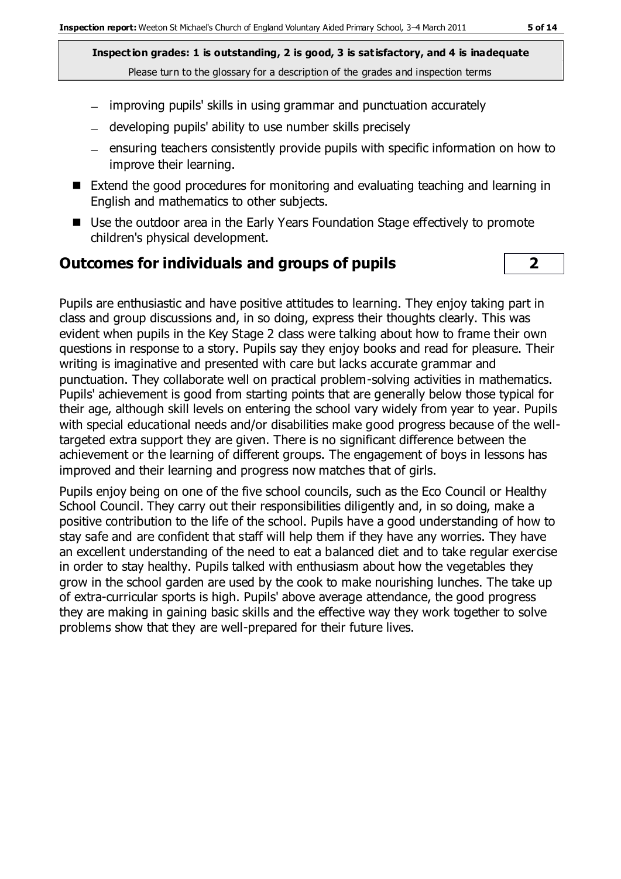**Inspection grades: 1 is outstanding, 2 is good, 3 is satisfactory, and 4 is inadequate**
Please turn to the glossary for a description of the grades and inspection terms

- improving pupils' skills in using grammar and punctuation accurately
- developing pupils' ability to use number skills precisely
- ensuring teachers consistently provide pupils with specific information on how to improve their learning.

- Extend the good procedures for monitoring and evaluating teaching and learning in English and mathematics to other subjects.
- Use the outdoor area in the Early Years Foundation Stage effectively to promote children's physical development.

## Outcomes for individuals and groups of pupils — 2

Pupils are enthusiastic and have positive attitudes to learning. They enjoy taking part in class and group discussions and, in so doing, express their thoughts clearly. This was evident when pupils in the Key Stage 2 class were talking about how to frame their own questions in response to a story. Pupils say they enjoy books and read for pleasure. Their writing is imaginative and presented with care but lacks accurate grammar and punctuation. They collaborate well on practical problem-solving activities in mathematics. Pupils' achievement is good from starting points that are generally below those typical for their age, although skill levels on entering the school vary widely from year to year. Pupils with special educational needs and/or disabilities make good progress because of the well-targeted extra support they are given. There is no significant difference between the achievement or the learning of different groups. The engagement of boys in lessons has improved and their learning and progress now matches that of girls.

Pupils enjoy being on one of the five school councils, such as the Eco Council or Healthy School Council. They carry out their responsibilities diligently and, in so doing, make a positive contribution to the life of the school. Pupils have a good understanding of how to stay safe and are confident that staff will help them if they have any worries. They have an excellent understanding of the need to eat a balanced diet and to take regular exercise in order to stay healthy. Pupils talked with enthusiasm about how the vegetables they grow in the school garden are used by the cook to make nourishing lunches. The take up of extra-curricular sports is high. Pupils' above average attendance, the good progress they are making in gaining basic skills and the effective way they work together to solve problems show that they are well-prepared for their future lives.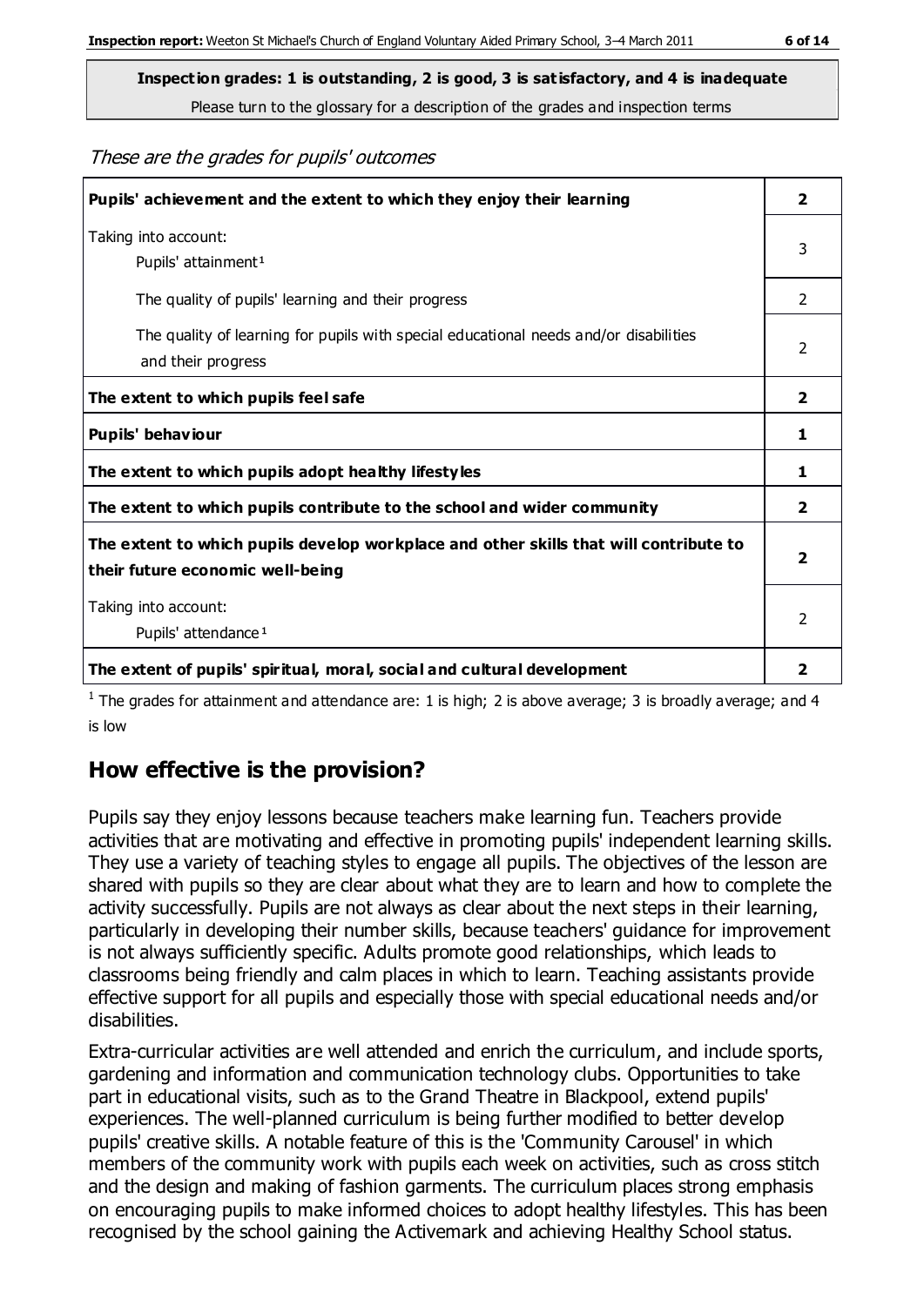**Inspection grades: 1 is outstanding, 2 is good, 3 is satisfactory, and 4 is inadequate**

Please turn to the glossary for a description of the grades and inspection terms

*These are the grades for pupils' outcomes*

| | |
|---|---|
| **Pupils' achievement and the extent to which they enjoy their learning** | **2** |
| Taking into account: Pupils' attainment[1] | 3 |
| The quality of pupils' learning and their progress | 2 |
| The quality of learning for pupils with special educational needs and/or disabilities and their progress | 2 |
| **The extent to which pupils feel safe** | **2** |
| **Pupils' behaviour** | **1** |
| **The extent to which pupils adopt healthy lifestyles** | **1** |
| **The extent to which pupils contribute to the school and wider community** | **2** |
| **The extent to which pupils develop workplace and other skills that will contribute to their future economic well-being** | **2** |
| Taking into account: Pupils' attendance[1] | 2 |
| **The extent of pupils' spiritual, moral, social and cultural development** | **2** |

[1] The grades for attainment and attendance are: 1 is high; 2 is above average; 3 is broadly average; and 4 is low

## How effective is the provision?

Pupils say they enjoy lessons because teachers make learning fun. Teachers provide activities that are motivating and effective in promoting pupils' independent learning skills. They use a variety of teaching styles to engage all pupils. The objectives of the lesson are shared with pupils so they are clear about what they are to learn and how to complete the activity successfully. Pupils are not always as clear about the next steps in their learning, particularly in developing their number skills, because teachers' guidance for improvement is not always sufficiently specific. Adults promote good relationships, which leads to classrooms being friendly and calm places in which to learn. Teaching assistants provide effective support for all pupils and especially those with special educational needs and/or disabilities.

Extra-curricular activities are well attended and enrich the curriculum, and include sports, gardening and information and communication technology clubs. Opportunities to take part in educational visits, such as to the Grand Theatre in Blackpool, extend pupils' experiences. The well-planned curriculum is being further modified to better develop pupils' creative skills. A notable feature of this is the 'Community Carousel' in which members of the community work with pupils each week on activities, such as cross stitch and the design and making of fashion garments. The curriculum places strong emphasis on encouraging pupils to make informed choices to adopt healthy lifestyles. This has been recognised by the school gaining the Activemark and achieving Healthy School status.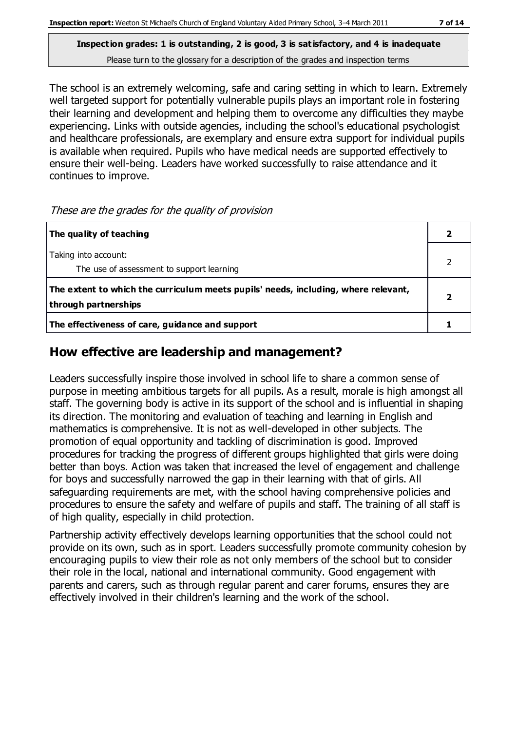**Inspection grades: 1 is outstanding, 2 is good, 3 is satisfactory, and 4 is inadequate**
Please turn to the glossary for a description of the grades and inspection terms

The school is an extremely welcoming, safe and caring setting in which to learn. Extremely well targeted support for potentially vulnerable pupils plays an important role in fostering their learning and development and helping them to overcome any difficulties they maybe experiencing. Links with outside agencies, including the school's educational psychologist and healthcare professionals, are exemplary and ensure extra support for individual pupils is available when required. Pupils who have medical needs are supported effectively to ensure their well-being. Leaders have worked successfully to raise attendance and it continues to improve.

*These are the grades for the quality of provision*

| | |
|---|---|
| **The quality of teaching** | **2** |
| Taking into account:<br>The use of assessment to support learning | 2 |
| **The extent to which the curriculum meets pupils' needs, including, where relevant, through partnerships** | **2** |
| **The effectiveness of care, guidance and support** | **1** |

## How effective are leadership and management?

Leaders successfully inspire those involved in school life to share a common sense of purpose in meeting ambitious targets for all pupils. As a result, morale is high amongst all staff. The governing body is active in its support of the school and is influential in shaping its direction. The monitoring and evaluation of teaching and learning in English and mathematics is comprehensive. It is not as well-developed in other subjects. The promotion of equal opportunity and tackling of discrimination is good. Improved procedures for tracking the progress of different groups highlighted that girls were doing better than boys. Action was taken that increased the level of engagement and challenge for boys and successfully narrowed the gap in their learning with that of girls. All safeguarding requirements are met, with the school having comprehensive policies and procedures to ensure the safety and welfare of pupils and staff. The training of all staff is of high quality, especially in child protection.

Partnership activity effectively develops learning opportunities that the school could not provide on its own, such as in sport. Leaders successfully promote community cohesion by encouraging pupils to view their role as not only members of the school but to consider their role in the local, national and international community. Good engagement with parents and carers, such as through regular parent and carer forums, ensures they are effectively involved in their children's learning and the work of the school.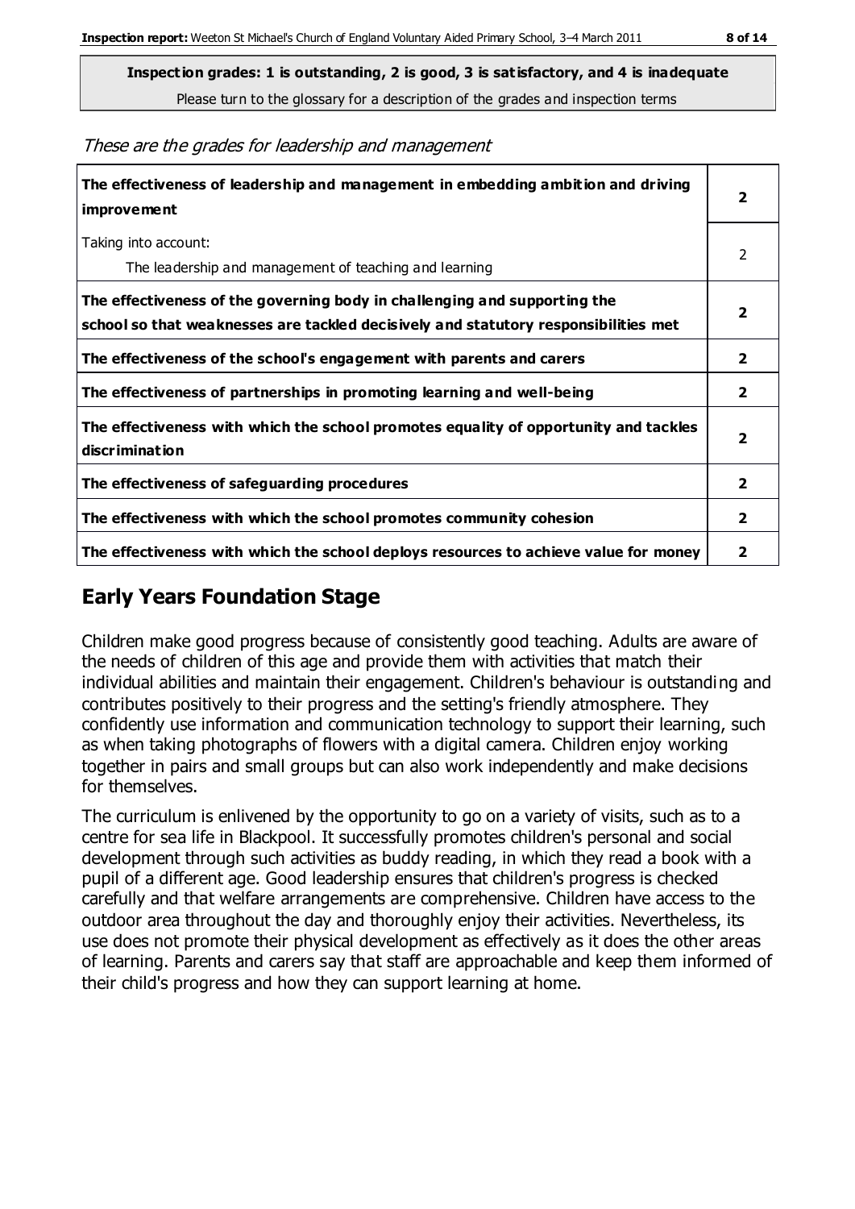**Inspection grades: 1 is outstanding, 2 is good, 3 is satisfactory, and 4 is inadequate**
Please turn to the glossary for a description of the grades and inspection terms

*These are the grades for leadership and management*

| | |
|---|---|
| **The effectiveness of leadership and management in embedding ambition and driving improvement** | **2** |
| Taking into account:<br>The leadership and management of teaching and learning | 2 |
| **The effectiveness of the governing body in challenging and supporting the school so that weaknesses are tackled decisively and statutory responsibilities met** | **2** |
| **The effectiveness of the school's engagement with parents and carers** | **2** |
| **The effectiveness of partnerships in promoting learning and well-being** | **2** |
| **The effectiveness with which the school promotes equality of opportunity and tackles discrimination** | **2** |
| **The effectiveness of safeguarding procedures** | **2** |
| **The effectiveness with which the school promotes community cohesion** | **2** |
| **The effectiveness with which the school deploys resources to achieve value for money** | **2** |

## Early Years Foundation Stage

Children make good progress because of consistently good teaching. Adults are aware of the needs of children of this age and provide them with activities that match their individual abilities and maintain their engagement. Children's behaviour is outstanding and contributes positively to their progress and the setting's friendly atmosphere. They confidently use information and communication technology to support their learning, such as when taking photographs of flowers with a digital camera. Children enjoy working together in pairs and small groups but can also work independently and make decisions for themselves.

The curriculum is enlivened by the opportunity to go on a variety of visits, such as to a centre for sea life in Blackpool. It successfully promotes children's personal and social development through such activities as buddy reading, in which they read a book with a pupil of a different age. Good leadership ensures that children's progress is checked carefully and that welfare arrangements are comprehensive. Children have access to the outdoor area throughout the day and thoroughly enjoy their activities. Nevertheless, its use does not promote their physical development as effectively as it does the other areas of learning. Parents and carers say that staff are approachable and keep them informed of their child's progress and how they can support learning at home.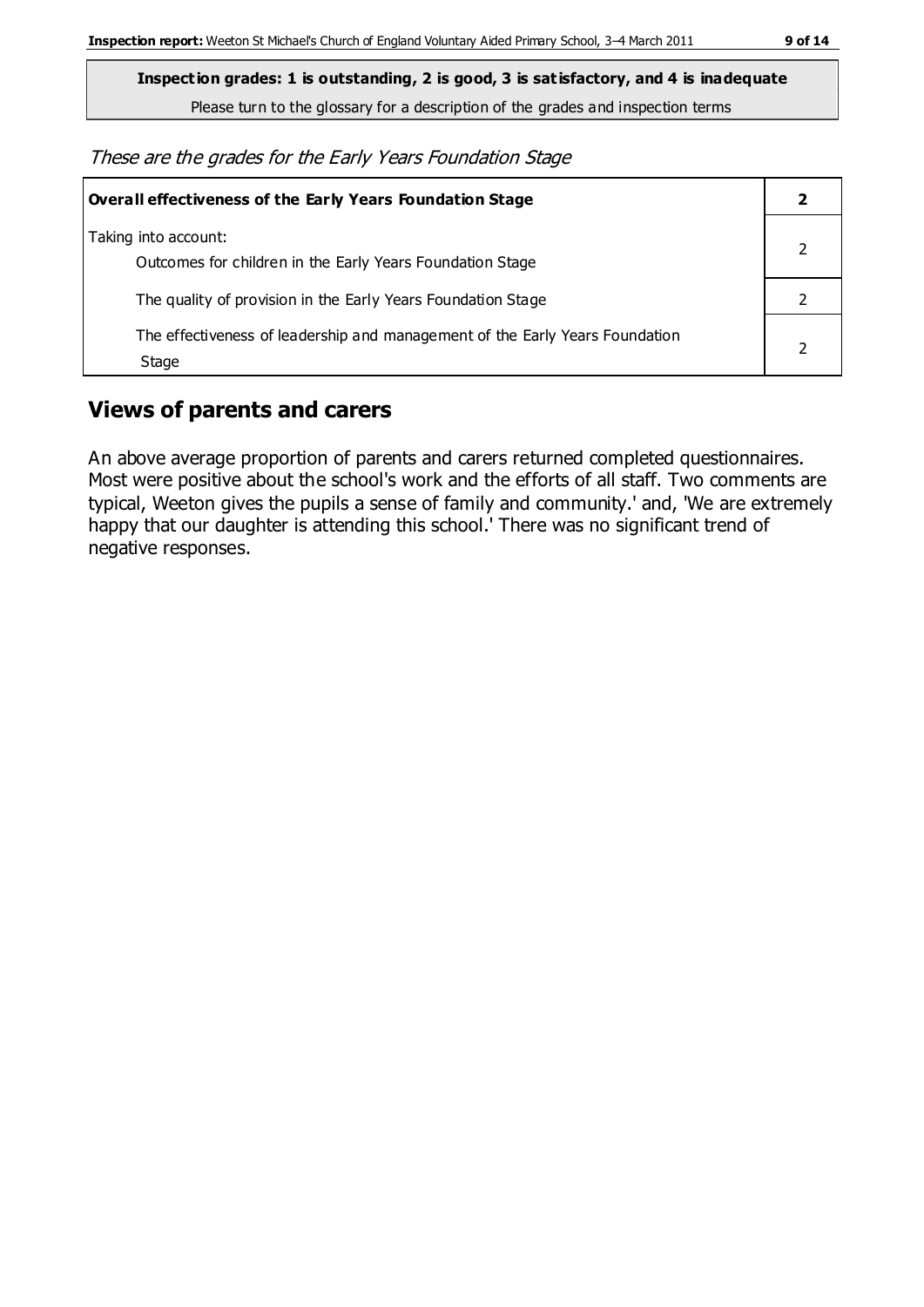**Inspection grades: 1 is outstanding, 2 is good, 3 is satisfactory, and 4 is inadequate**

Please turn to the glossary for a description of the grades and inspection terms

*These are the grades for the Early Years Foundation Stage*

| **Overall effectiveness of the Early Years Foundation Stage** | **2** |
|---|---|
| Taking into account:<br>Outcomes for children in the Early Years Foundation Stage | 2 |
| The quality of provision in the Early Years Foundation Stage | 2 |
| The effectiveness of leadership and management of the Early Years Foundation Stage | 2 |

## Views of parents and carers

An above average proportion of parents and carers returned completed questionnaires. Most were positive about the school's work and the efforts of all staff. Two comments are typical, Weeton gives the pupils a sense of family and community.' and, 'We are extremely happy that our daughter is attending this school.' There was no significant trend of negative responses.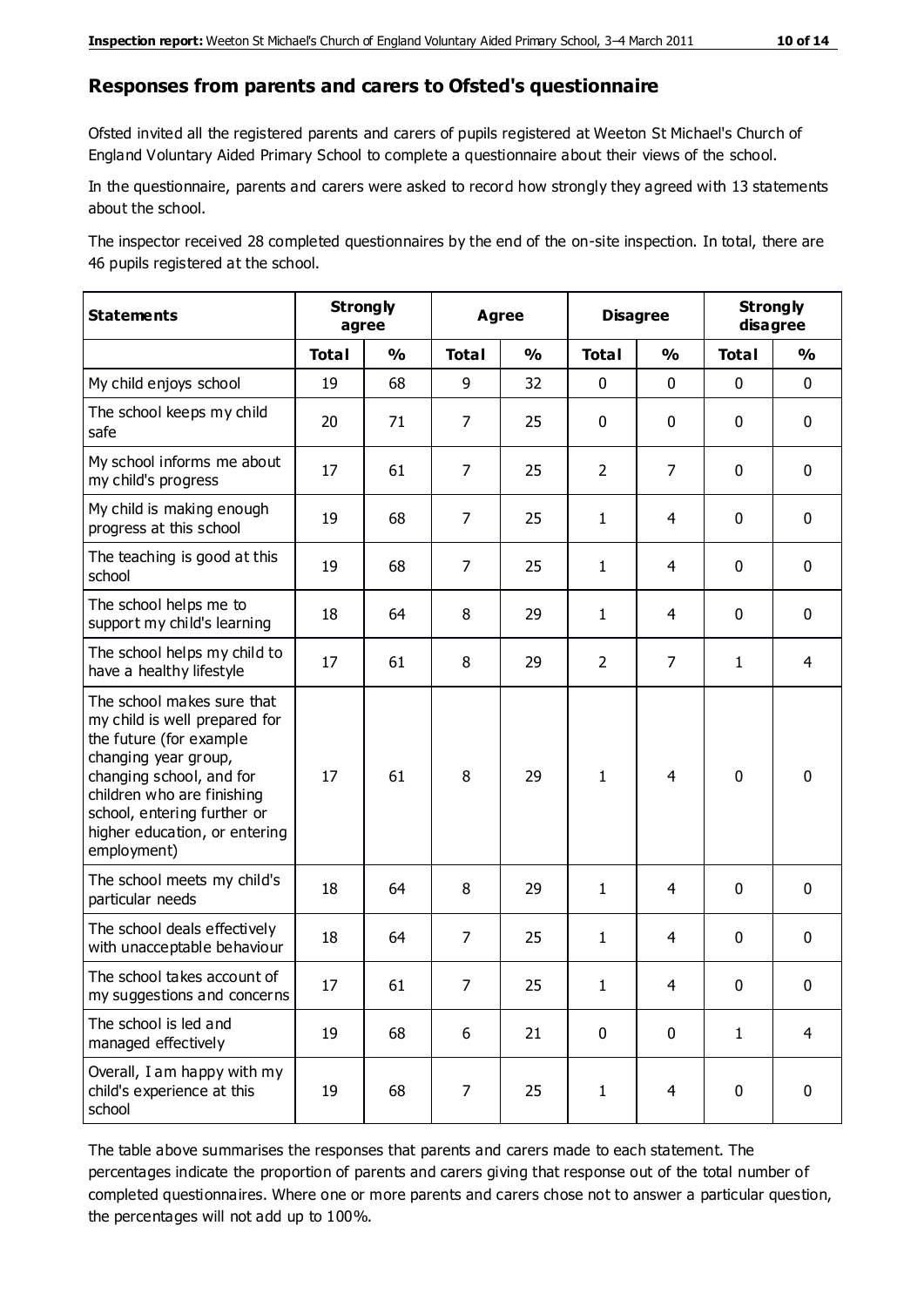## Responses from parents and carers to Ofsted's questionnaire

Ofsted invited all the registered parents and carers of pupils registered at Weeton St Michael's Church of England Voluntary Aided Primary School to complete a questionnaire about their views of the school.

In the questionnaire, parents and carers were asked to record how strongly they agreed with 13 statements about the school.

The inspector received 28 completed questionnaires by the end of the on-site inspection. In total, there are 46 pupils registered at the school.

| Statements | Strongly agree | | Agree | | Disagree | | Strongly disagree | |
|---|---|---|---|---|---|---|---|---|
| | Total | % | Total | % | Total | % | Total | % |
| My child enjoys school | 19 | 68 | 9 | 32 | 0 | 0 | 0 | 0 |
| The school keeps my child safe | 20 | 71 | 7 | 25 | 0 | 0 | 0 | 0 |
| My school informs me about my child's progress | 17 | 61 | 7 | 25 | 2 | 7 | 0 | 0 |
| My child is making enough progress at this school | 19 | 68 | 7 | 25 | 1 | 4 | 0 | 0 |
| The teaching is good at this school | 19 | 68 | 7 | 25 | 1 | 4 | 0 | 0 |
| The school helps me to support my child's learning | 18 | 64 | 8 | 29 | 1 | 4 | 0 | 0 |
| The school helps my child to have a healthy lifestyle | 17 | 61 | 8 | 29 | 2 | 7 | 1 | 4 |
| The school makes sure that my child is well prepared for the future (for example changing year group, changing school, and for children who are finishing school, entering further or higher education, or entering employment) | 17 | 61 | 8 | 29 | 1 | 4 | 0 | 0 |
| The school meets my child's particular needs | 18 | 64 | 8 | 29 | 1 | 4 | 0 | 0 |
| The school deals effectively with unacceptable behaviour | 18 | 64 | 7 | 25 | 1 | 4 | 0 | 0 |
| The school takes account of my suggestions and concerns | 17 | 61 | 7 | 25 | 1 | 4 | 0 | 0 |
| The school is led and managed effectively | 19 | 68 | 6 | 21 | 0 | 0 | 1 | 4 |
| Overall, I am happy with my child's experience at this school | 19 | 68 | 7 | 25 | 1 | 4 | 0 | 0 |

The table above summarises the responses that parents and carers made to each statement. The percentages indicate the proportion of parents and carers giving that response out of the total number of completed questionnaires. Where one or more parents and carers chose not to answer a particular question, the percentages will not add up to 100%.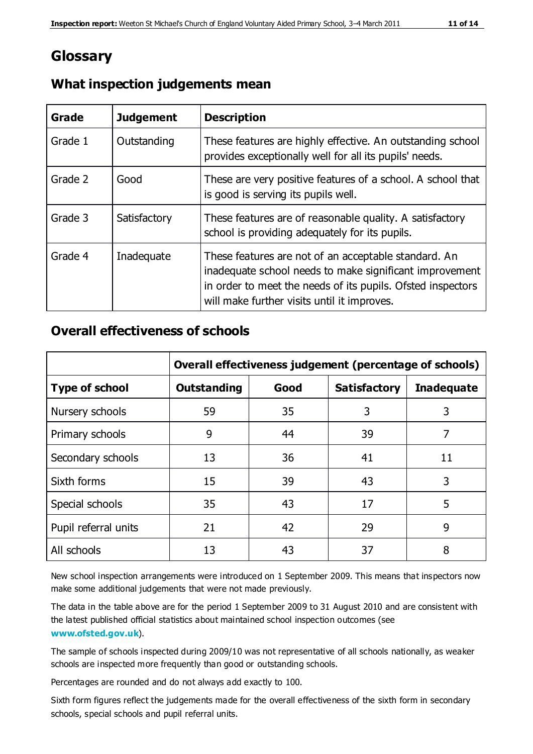# Glossary

## What inspection judgements mean

| Grade | Judgement | Description |
|---|---|---|
| Grade 1 | Outstanding | These features are highly effective. An outstanding school provides exceptionally well for all its pupils' needs. |
| Grade 2 | Good | These are very positive features of a school. A school that is good is serving its pupils well. |
| Grade 3 | Satisfactory | These features are of reasonable quality. A satisfactory school is providing adequately for its pupils. |
| Grade 4 | Inadequate | These features are not of an acceptable standard. An inadequate school needs to make significant improvement in order to meet the needs of its pupils. Ofsted inspectors will make further visits until it improves. |

## Overall effectiveness of schools

| | **Overall effectiveness judgement (percentage of schools)** | | | |
|---|---|---|---|---|
| **Type of school** | **Outstanding** | **Good** | **Satisfactory** | **Inadequate** |
| Nursery schools | 59 | 35 | 3 | 3 |
| Primary schools | 9 | 44 | 39 | 7 |
| Secondary schools | 13 | 36 | 41 | 11 |
| Sixth forms | 15 | 39 | 43 | 3 |
| Special schools | 35 | 43 | 17 | 5 |
| Pupil referral units | 21 | 42 | 29 | 9 |
| All schools | 13 | 43 | 37 | 8 |

New school inspection arrangements were introduced on 1 September 2009. This means that inspectors now make some additional judgements that were not made previously.

The data in the table above are for the period 1 September 2009 to 31 August 2010 and are consistent with the latest published official statistics about maintained school inspection outcomes (see **www.ofsted.gov.uk**).

The sample of schools inspected during 2009/10 was not representative of all schools nationally, as weaker schools are inspected more frequently than good or outstanding schools.

Percentages are rounded and do not always add exactly to 100.

Sixth form figures reflect the judgements made for the overall effectiveness of the sixth form in secondary schools, special schools and pupil referral units.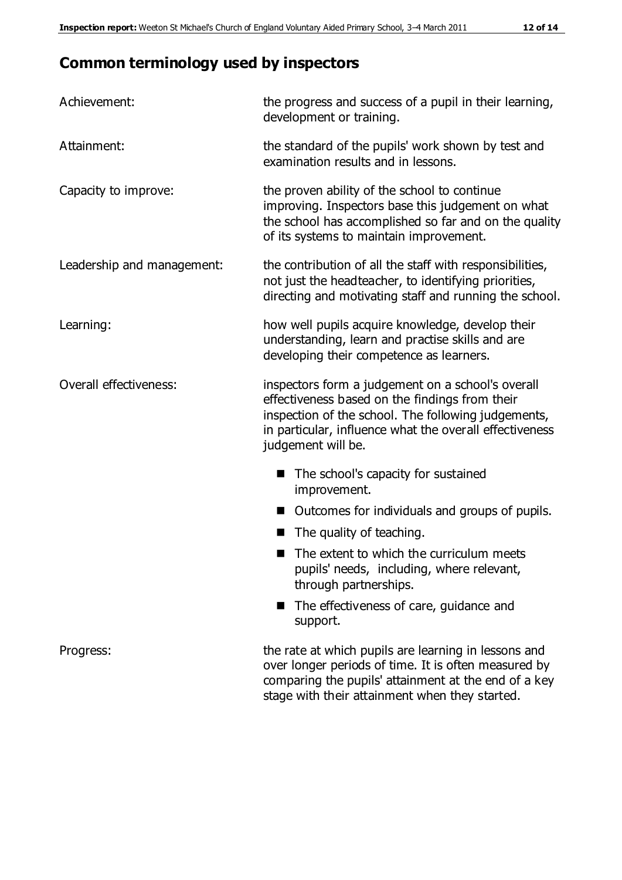## Common terminology used by inspectors

| | |
|---|---|
| Achievement: | the progress and success of a pupil in their learning, development or training. |
| Attainment: | the standard of the pupils' work shown by test and examination results and in lessons. |
| Capacity to improve: | the proven ability of the school to continue improving. Inspectors base this judgement on what the school has accomplished so far and on the quality of its systems to maintain improvement. |
| Leadership and management: | the contribution of all the staff with responsibilities, not just the headteacher, to identifying priorities, directing and motivating staff and running the school. |
| Learning: | how well pupils acquire knowledge, develop their understanding, learn and practise skills and are developing their competence as learners. |
| Overall effectiveness: | inspectors form a judgement on a school's overall effectiveness based on the findings from their inspection of the school. The following judgements, in particular, influence what the overall effectiveness judgement will be. <br>■ The school's capacity for sustained improvement.<br>■ Outcomes for individuals and groups of pupils.<br>■ The quality of teaching.<br>■ The extent to which the curriculum meets pupils' needs, including, where relevant, through partnerships.<br>■ The effectiveness of care, guidance and support. |
| Progress: | the rate at which pupils are learning in lessons and over longer periods of time. It is often measured by comparing the pupils' attainment at the end of a key stage with their attainment when they started. |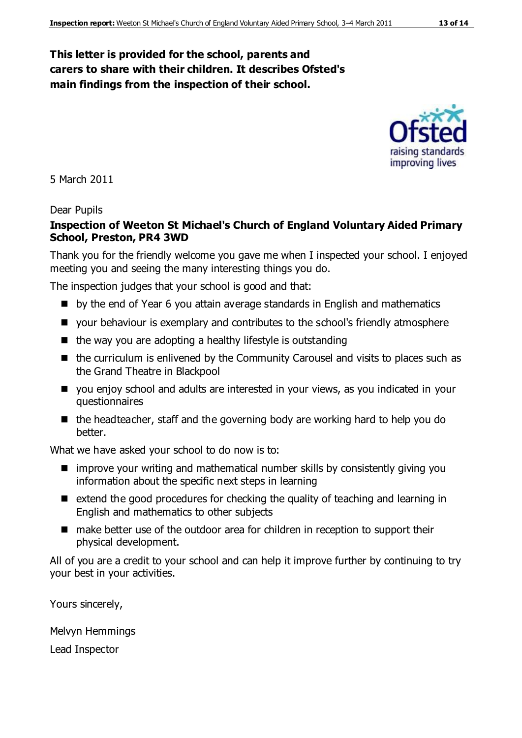**This letter is provided for the school, parents and carers to share with their children. It describes Ofsted's main findings from the inspection of their school.**

5 March 2011

Dear Pupils

**Inspection of Weeton St Michael's Church of England Voluntary Aided Primary School, Preston, PR4 3WD**

Thank you for the friendly welcome you gave me when I inspected your school. I enjoyed meeting you and seeing the many interesting things you do.

The inspection judges that your school is good and that:

- by the end of Year 6 you attain average standards in English and mathematics
- your behaviour is exemplary and contributes to the school's friendly atmosphere
- the way you are adopting a healthy lifestyle is outstanding
- the curriculum is enlivened by the Community Carousel and visits to places such as the Grand Theatre in Blackpool
- you enjoy school and adults are interested in your views, as you indicated in your questionnaires
- the headteacher, staff and the governing body are working hard to help you do better.

What we have asked your school to do now is to:

- improve your writing and mathematical number skills by consistently giving you information about the specific next steps in learning
- extend the good procedures for checking the quality of teaching and learning in English and mathematics to other subjects
- make better use of the outdoor area for children in reception to support their physical development.

All of you are a credit to your school and can help it improve further by continuing to try your best in your activities.

Yours sincerely,

Melvyn Hemmings

Lead Inspector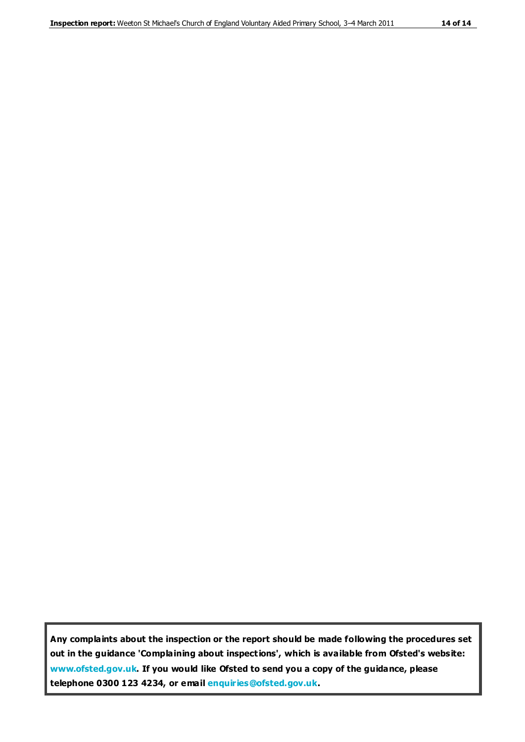**Any complaints about the inspection or the report should be made following the procedures set out in the guidance 'Complaining about inspections', which is available from Ofsted's website: www.ofsted.gov.uk. If you would like Ofsted to send you a copy of the guidance, please telephone 0300 123 4234, or email enquiries@ofsted.gov.uk.**